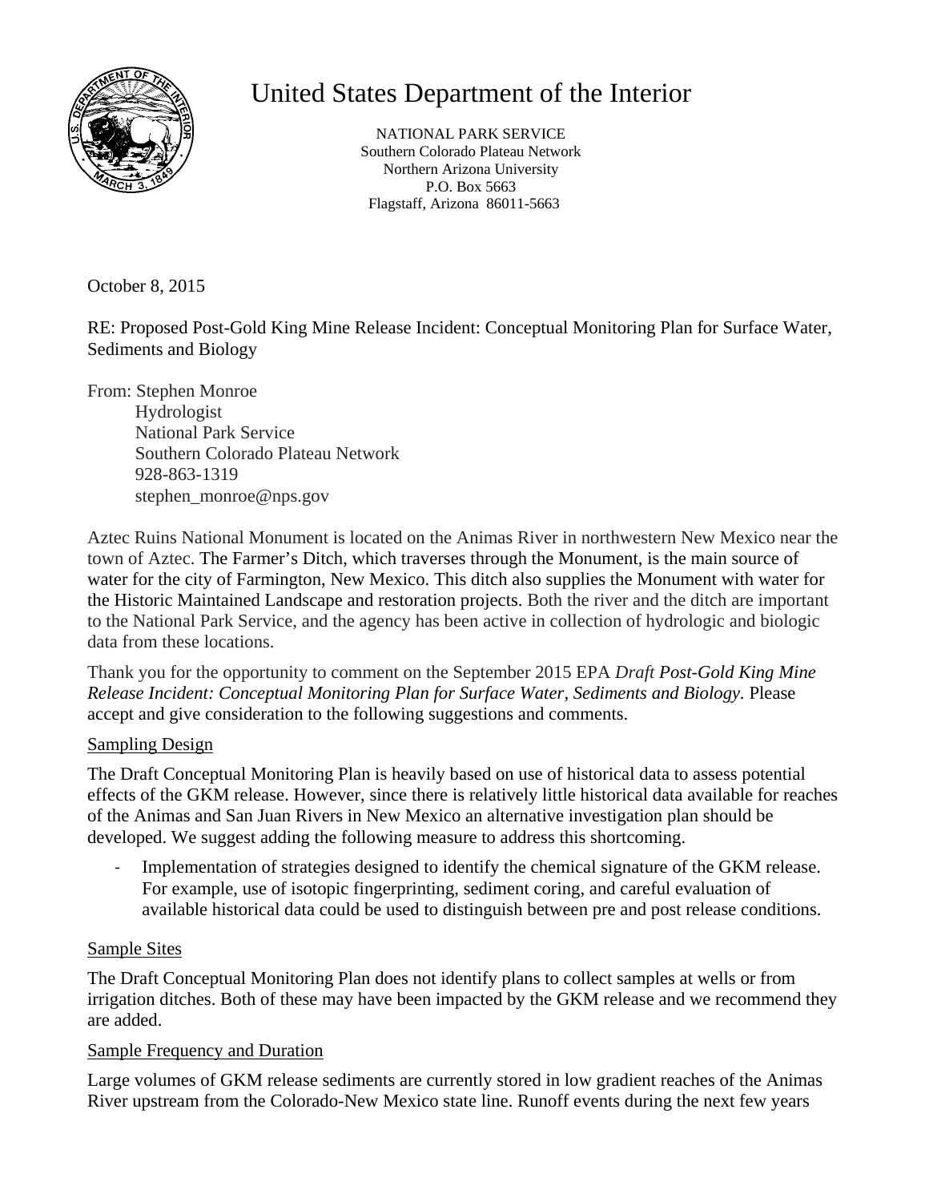# United States Department of the Interior

NATIONAL PARK SERVICE
Southern Colorado Plateau Network
Northern Arizona University
P.O. Box 5663
Flagstaff, Arizona 86011-5663

October 8, 2015

RE: Proposed Post-Gold King Mine Release Incident: Conceptual Monitoring Plan for Surface Water, Sediments and Biology

From: Stephen Monroe
Hydrologist
National Park Service
Southern Colorado Plateau Network
928-863-1319
stephen_monroe@nps.gov

Aztec Ruins National Monument is located on the Animas River in northwestern New Mexico near the town of Aztec. The Farmer's Ditch, which traverses through the Monument, is the main source of water for the city of Farmington, New Mexico. This ditch also supplies the Monument with water for the Historic Maintained Landscape and restoration projects. Both the river and the ditch are important to the National Park Service, and the agency has been active in collection of hydrologic and biologic data from these locations.

Thank you for the opportunity to comment on the September 2015 EPA *Draft Post-Gold King Mine Release Incident: Conceptual Monitoring Plan for Surface Water, Sediments and Biology*. Please accept and give consideration to the following suggestions and comments.

## Sampling Design

The Draft Conceptual Monitoring Plan is heavily based on use of historical data to assess potential effects of the GKM release. However, since there is relatively little historical data available for reaches of the Animas and San Juan Rivers in New Mexico an alternative investigation plan should be developed. We suggest adding the following measure to address this shortcoming.

- Implementation of strategies designed to identify the chemical signature of the GKM release. For example, use of isotopic fingerprinting, sediment coring, and careful evaluation of available historical data could be used to distinguish between pre and post release conditions.

## Sample Sites

The Draft Conceptual Monitoring Plan does not identify plans to collect samples at wells or from irrigation ditches. Both of these may have been impacted by the GKM release and we recommend they are added.

## Sample Frequency and Duration

Large volumes of GKM release sediments are currently stored in low gradient reaches of the Animas River upstream from the Colorado-New Mexico state line. Runoff events during the next few years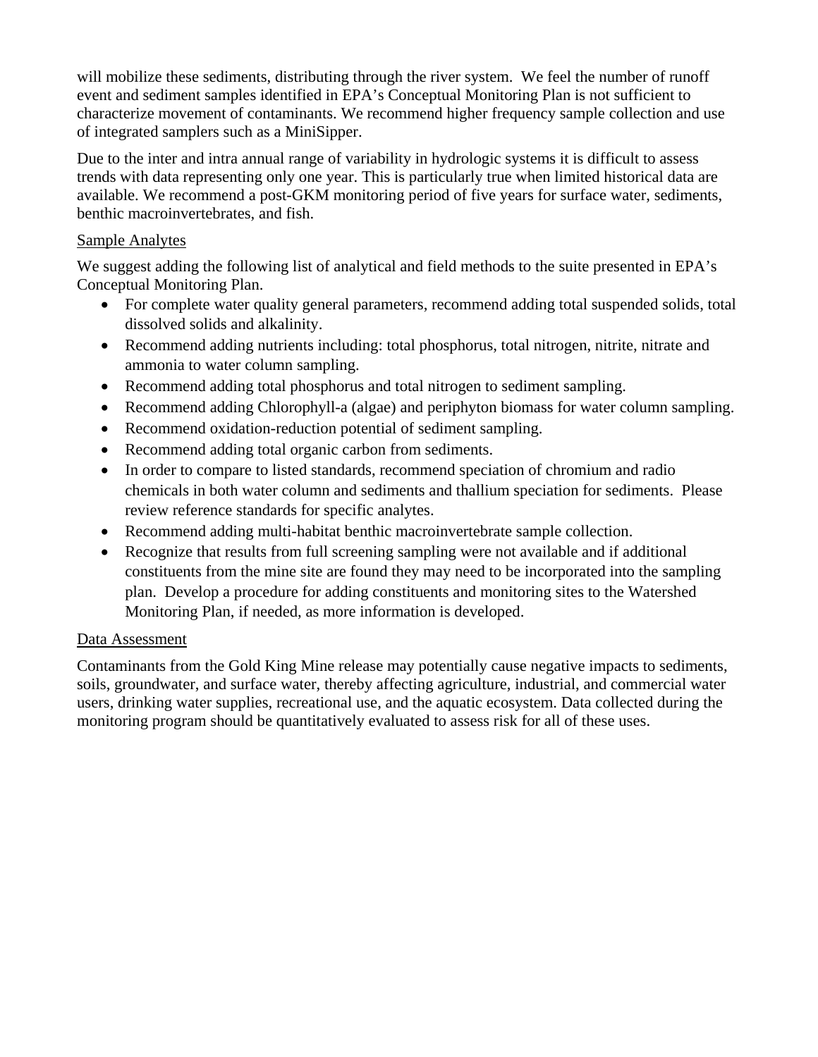will mobilize these sediments, distributing through the river system. We feel the number of runoff event and sediment samples identified in EPA's Conceptual Monitoring Plan is not sufficient to characterize movement of contaminants. We recommend higher frequency sample collection and use of integrated samplers such as a MiniSipper.

Due to the inter and intra annual range of variability in hydrologic systems it is difficult to assess trends with data representing only one year. This is particularly true when limited historical data are available. We recommend a post-GKM monitoring period of five years for surface water, sediments, benthic macroinvertebrates, and fish.

<u>Sample Analytes</u>

We suggest adding the following list of analytical and field methods to the suite presented in EPA's Conceptual Monitoring Plan.

- For complete water quality general parameters, recommend adding total suspended solids, total dissolved solids and alkalinity.
- Recommend adding nutrients including: total phosphorus, total nitrogen, nitrite, nitrate and ammonia to water column sampling.
- Recommend adding total phosphorus and total nitrogen to sediment sampling.
- Recommend adding Chlorophyll-a (algae) and periphyton biomass for water column sampling.
- Recommend oxidation-reduction potential of sediment sampling.
- Recommend adding total organic carbon from sediments.
- In order to compare to listed standards, recommend speciation of chromium and radio chemicals in both water column and sediments and thallium speciation for sediments. Please review reference standards for specific analytes.
- Recommend adding multi-habitat benthic macroinvertebrate sample collection.
- Recognize that results from full screening sampling were not available and if additional constituents from the mine site are found they may need to be incorporated into the sampling plan. Develop a procedure for adding constituents and monitoring sites to the Watershed Monitoring Plan, if needed, as more information is developed.

<u>Data Assessment</u>

Contaminants from the Gold King Mine release may potentially cause negative impacts to sediments, soils, groundwater, and surface water, thereby affecting agriculture, industrial, and commercial water users, drinking water supplies, recreational use, and the aquatic ecosystem. Data collected during the monitoring program should be quantitatively evaluated to assess risk for all of these uses.